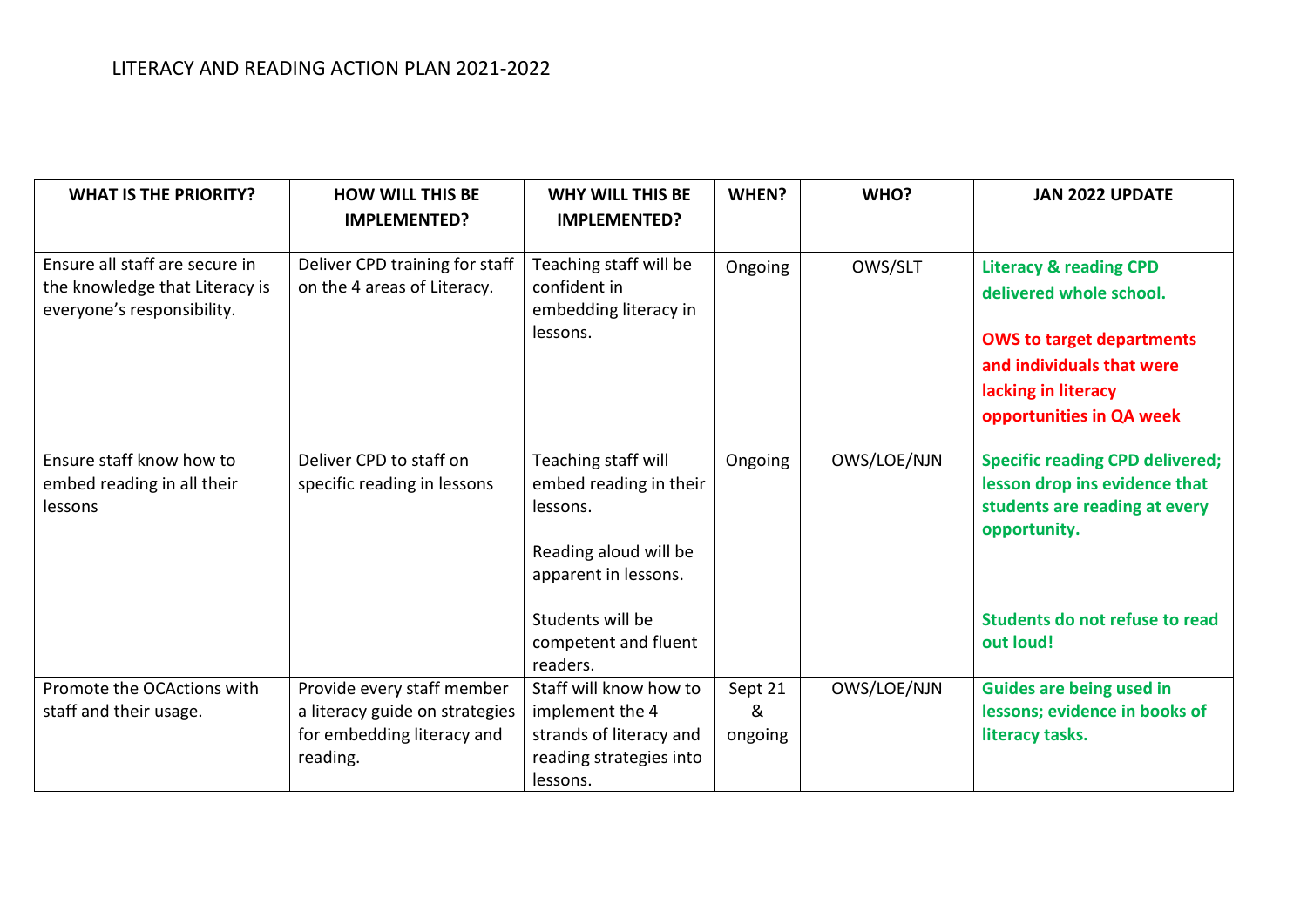# LITERACY AND READING ACTION PLAN 2021-2022

| WHAT IS THE PRIORITY? | HOW WILL THIS BE IMPLEMENTED? | WHY WILL THIS BE IMPLEMENTED? | WHEN? | WHO? | JAN 2022 UPDATE |
|---|---|---|---|---|---|
| Ensure all staff are secure in the knowledge that Literacy is everyone's responsibility. | Deliver CPD training for staff on the 4 areas of Literacy. | Teaching staff will be confident in embedding literacy in lessons. | Ongoing | OWS/SLT | **Literacy & reading CPD delivered whole school.**<br><br>**OWS to target departments and individuals that were lacking in literacy opportunities in QA week** |
| Ensure staff know how to embed reading in all their lessons | Deliver CPD to staff on specific reading in lessons | Teaching staff will embed reading in their lessons.<br><br>Reading aloud will be apparent in lessons.<br><br>Students will be competent and fluent readers. | Ongoing | OWS/LOE/NJN | **Specific reading CPD delivered; lesson drop ins evidence that students are reading at every opportunity.**<br><br>**Students do not refuse to read out loud!** |
| Promote the OCActions with staff and their usage. | Provide every staff member a literacy guide on strategies for embedding literacy and reading. | Staff will know how to implement the 4 strands of literacy and reading strategies into lessons. | Sept 21 & ongoing | OWS/LOE/NJN | **Guides are being used in lessons; evidence in books of literacy tasks.** |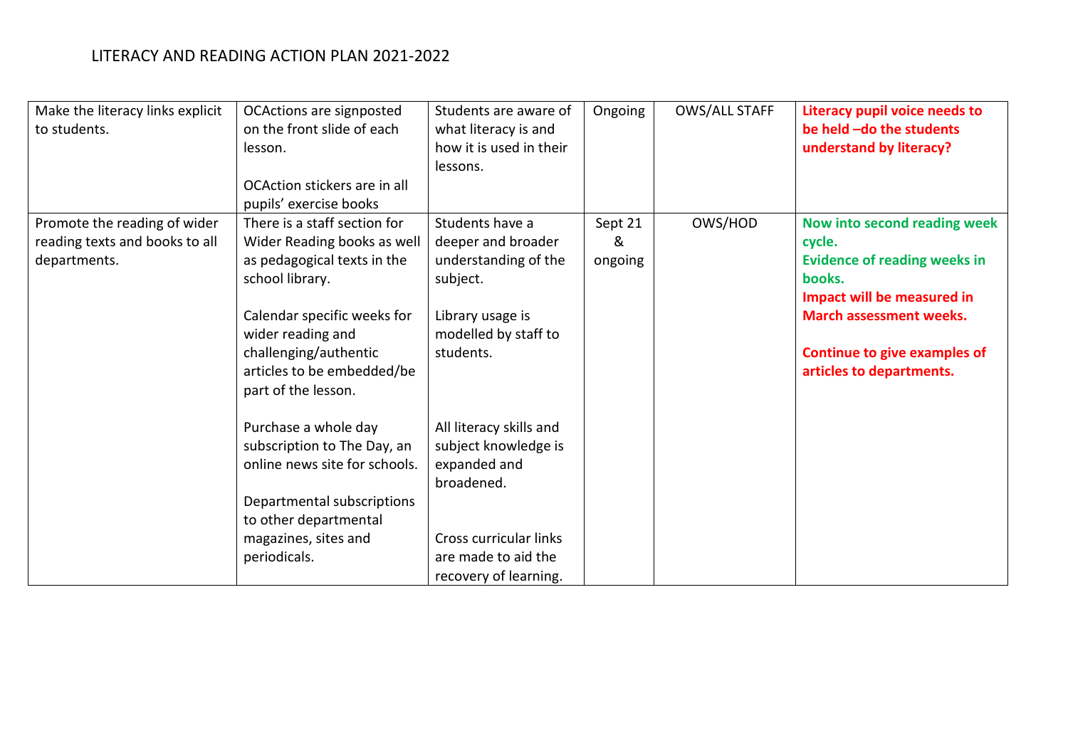LITERACY AND READING ACTION PLAN 2021-2022

| | | | | | |
|---|---|---|---|---|---|
| Make the literacy links explicit to students. | OCActions are signposted on the front slide of each lesson.<br><br>OCAction stickers are in all pupils' exercise books | Students are aware of what literacy is and how it is used in their lessons. | Ongoing | OWS/ALL STAFF | **Literacy pupil voice needs to be held –do the students understand by literacy?** |
| Promote the reading of wider reading texts and books to all departments. | There is a staff section for Wider Reading books as well as pedagogical texts in the school library.<br><br>Calendar specific weeks for wider reading and challenging/authentic articles to be embedded/be part of the lesson.<br><br>Purchase a whole day subscription to The Day, an online news site for schools.<br><br>Departmental subscriptions to other departmental magazines, sites and periodicals. | Students have a deeper and broader understanding of the subject.<br><br>Library usage is modelled by staff to students.<br><br>All literacy skills and subject knowledge is expanded and broadened.<br><br>Cross curricular links are made to aid the recovery of learning. | Sept 21 & ongoing | OWS/HOD | **Now into second reading week cycle.**<br>**Evidence of reading weeks in books.**<br>**Impact will be measured in March assessment weeks.**<br><br>**Continue to give examples of articles to departments.** |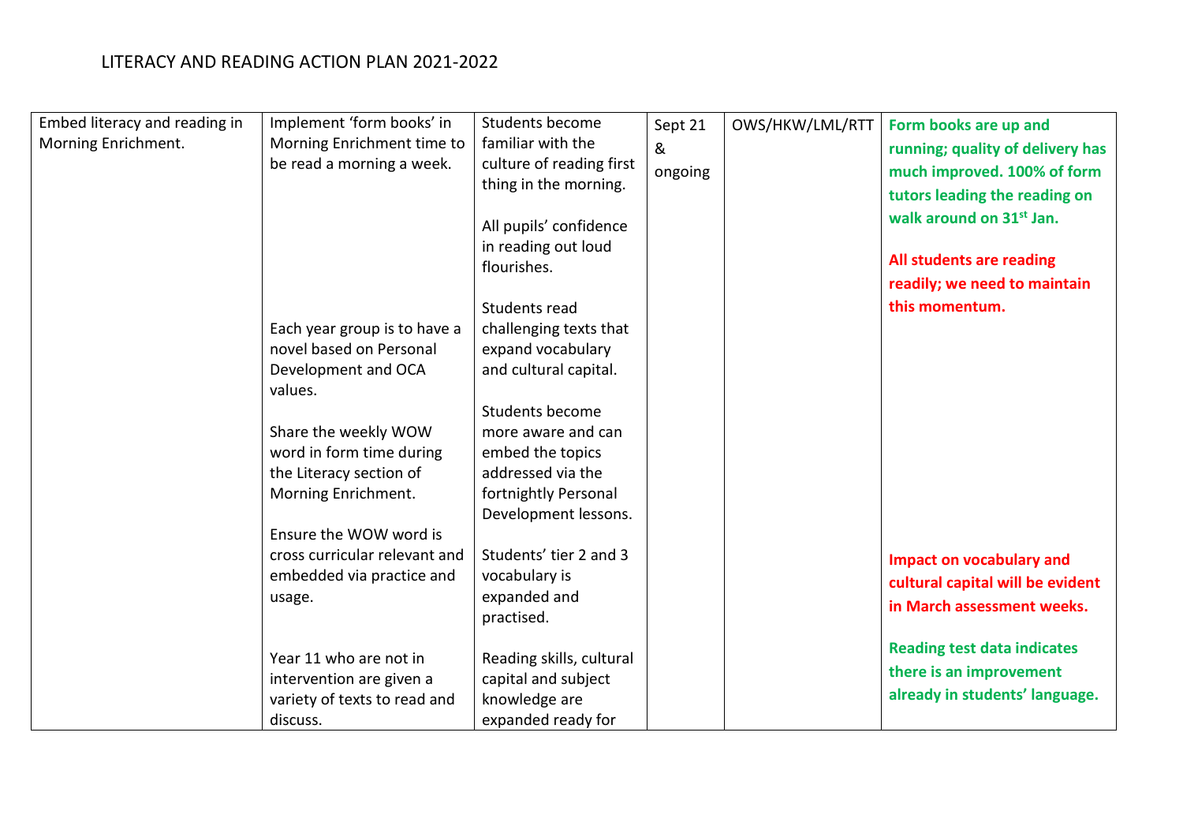# LITERACY AND READING ACTION PLAN 2021-2022

| | | | | | |
|---|---|---|---|---|---|
| Embed literacy and reading in Morning Enrichment. | Implement 'form books' in Morning Enrichment time to be read a morning a week.<br><br>Each year group is to have a novel based on Personal Development and OCA values.<br><br>Share the weekly WOW word in form time during the Literacy section of Morning Enrichment.<br><br>Ensure the WOW word is cross curricular relevant and embedded via practice and usage.<br><br>Year 11 who are not in intervention are given a variety of texts to read and discuss. | Students become familiar with the culture of reading first thing in the morning.<br><br>All pupils' confidence in reading out loud flourishes.<br><br>Students read challenging texts that expand vocabulary and cultural capital.<br><br>Students become more aware and can embed the topics addressed via the fortnightly Personal Development lessons.<br><br>Students' tier 2 and 3 vocabulary is expanded and practised.<br><br>Reading skills, cultural capital and subject knowledge are expanded ready for | Sept 21 & ongoing | OWS/HKW/LML/RTT | **Form books are up and running; quality of delivery has much improved. 100% of form tutors leading the reading on walk around on 31st Jan.**<br><br>**All students are reading readily; we need to maintain this momentum.**<br><br>**Impact on vocabulary and cultural capital will be evident in March assessment weeks.**<br><br>**Reading test data indicates there is an improvement already in students' language.** |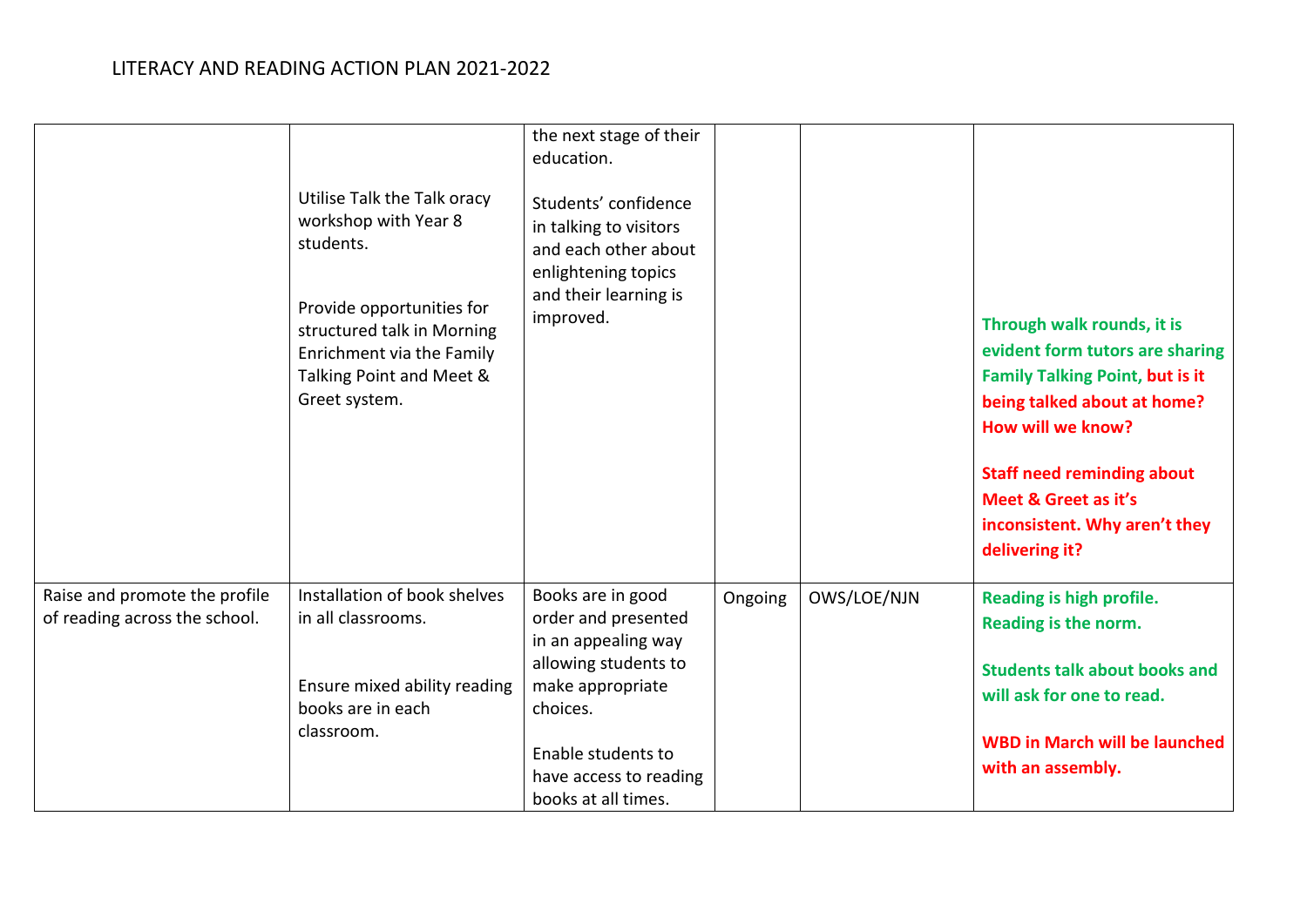# LITERACY AND READING ACTION PLAN 2021-2022

| | | | | | |
|---|---|---|---|---|---|
| | Utilise Talk the Talk oracy workshop with Year 8 students.<br><br>Provide opportunities for structured talk in Morning Enrichment via the Family Talking Point and Meet & Greet system. | the next stage of their education.<br><br>Students' confidence in talking to visitors and each other about enlightening topics and their learning is improved. | | | **Through walk rounds, it is evident form tutors are sharing Family Talking Point, but is it being talked about at home? How will we know?**<br><br>**Staff need reminding about Meet & Greet as it's inconsistent. Why aren't they delivering it?** |
| Raise and promote the profile of reading across the school. | Installation of book shelves in all classrooms.<br><br>Ensure mixed ability reading books are in each classroom. | Books are in good order and presented in an appealing way allowing students to make appropriate choices.<br><br>Enable students to have access to reading books at all times. | Ongoing | OWS/LOE/NJN | **Reading is high profile. Reading is the norm.**<br><br>**Students talk about books and will ask for one to read.**<br><br>**WBD in March will be launched with an assembly.** |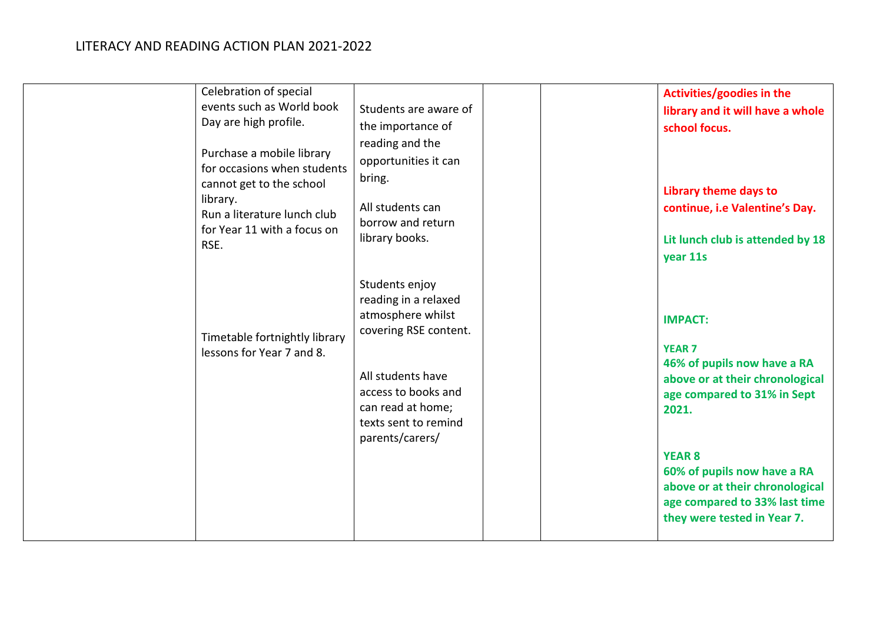| | | | | | |
|---|---|---|---|---|---|
| | Celebration of special events such as World book Day are high profile.<br><br>Purchase a mobile library for occasions when students cannot get to the school library.<br>Run a literature lunch club for Year 11 with a focus on RSE.<br><br>Timetable fortnightly library lessons for Year 7 and 8. | Students are aware of the importance of reading and the opportunities it can bring.<br><br>All students can borrow and return library books.<br><br>Students enjoy reading in a relaxed atmosphere whilst covering RSE content.<br><br>All students have access to books and can read at home; texts sent to remind parents/carers/ | | | **Activities/goodies in the library and it will have a whole school focus.**<br><br>**Library theme days to continue, i.e Valentine's Day.**<br><br>**Lit lunch club is attended by 18 year 11s**<br><br>**IMPACT:**<br><br>**YEAR 7**<br>**46% of pupils now have a RA above or at their chronological age compared to 31% in Sept 2021.**<br><br>**YEAR 8**<br>**60% of pupils now have a RA above or at their chronological age compared to 33% last time they were tested in Year 7.** |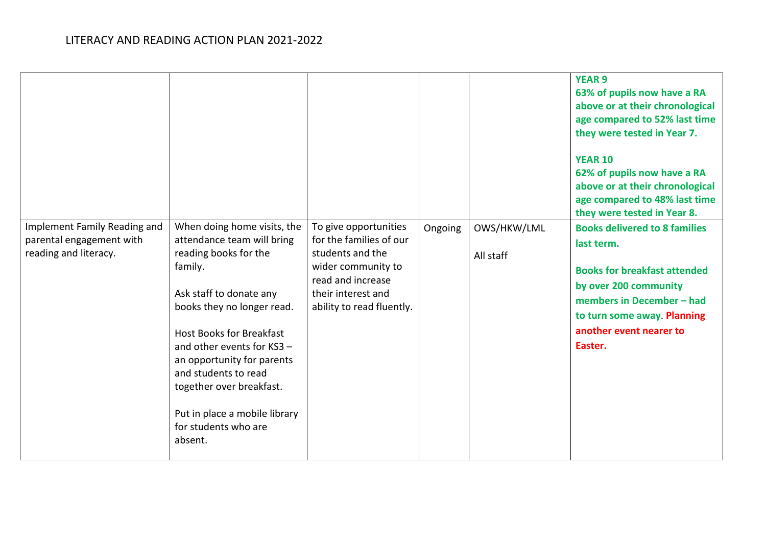# LITERACY AND READING ACTION PLAN 2021-2022

| | | | | | |
|---|---|---|---|---|---|
| | | | | | **YEAR 9**<br>**63% of pupils now have a RA above or at their chronological age compared to 52% last time they were tested in Year 7.**<br><br>**YEAR 10**<br>**62% of pupils now have a RA above or at their chronological age compared to 48% last time they were tested in Year 8.** |
| Implement Family Reading and parental engagement with reading and literacy. | When doing home visits, the attendance team will bring reading books for the family.<br><br>Ask staff to donate any books they no longer read.<br><br>Host Books for Breakfast and other events for KS3 – an opportunity for parents and students to read together over breakfast.<br><br>Put in place a mobile library for students who are absent. | To give opportunities for the families of our students and the wider community to read and increase their interest and ability to read fluently. | Ongoing | OWS/HKW/LML<br><br>All staff | **Books delivered to 8 families last term.**<br><br>**Books for breakfast attended by over 200 community members in December – had to turn some away. Planning another event nearer to Easter.** |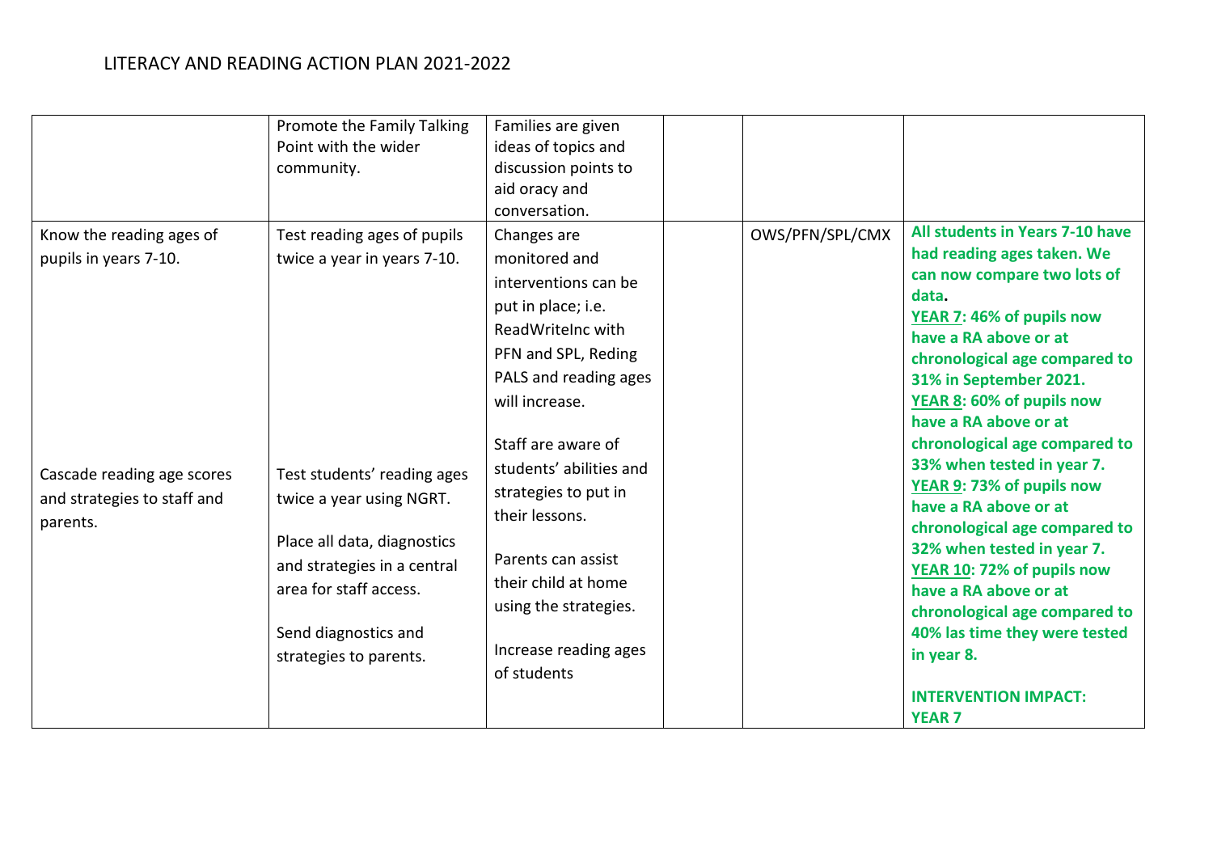# LITERACY AND READING ACTION PLAN 2021-2022

| | | | | | |
|---|---|---|---|---|---|
| | Promote the Family Talking Point with the wider community. | Families are given ideas of topics and discussion points to aid oracy and conversation. | | | |
| Know the reading ages of pupils in years 7-10.<br><br>Cascade reading age scores and strategies to staff and parents. | Test reading ages of pupils twice a year in years 7-10.<br><br>Test students' reading ages twice a year using NGRT.<br><br>Place all data, diagnostics and strategies in a central area for staff access.<br><br>Send diagnostics and strategies to parents. | Changes are monitored and interventions can be put in place; i.e. ReadWriteInc with PFN and SPL, Reding PALS and reading ages will increase.<br><br>Staff are aware of students' abilities and strategies to put in their lessons.<br><br>Parents can assist their child at home using the strategies.<br><br>Increase reading ages of students | | OWS/PFN/SPL/CMX | **All students in Years 7-10 have had reading ages taken. We can now compare two lots of data.**<br>**YEAR 7: 46% of pupils now have a RA above or at chronological age compared to 31% in September 2021.**<br>**YEAR 8: 60% of pupils now have a RA above or at chronological age compared to 33% when tested in year 7.**<br>**YEAR 9: 73% of pupils now have a RA above or at chronological age compared to 32% when tested in year 7.**<br>**YEAR 10: 72% of pupils now have a RA above or at chronological age compared to 40% las time they were tested in year 8.**<br><br>**INTERVENTION IMPACT:**<br>**YEAR 7** |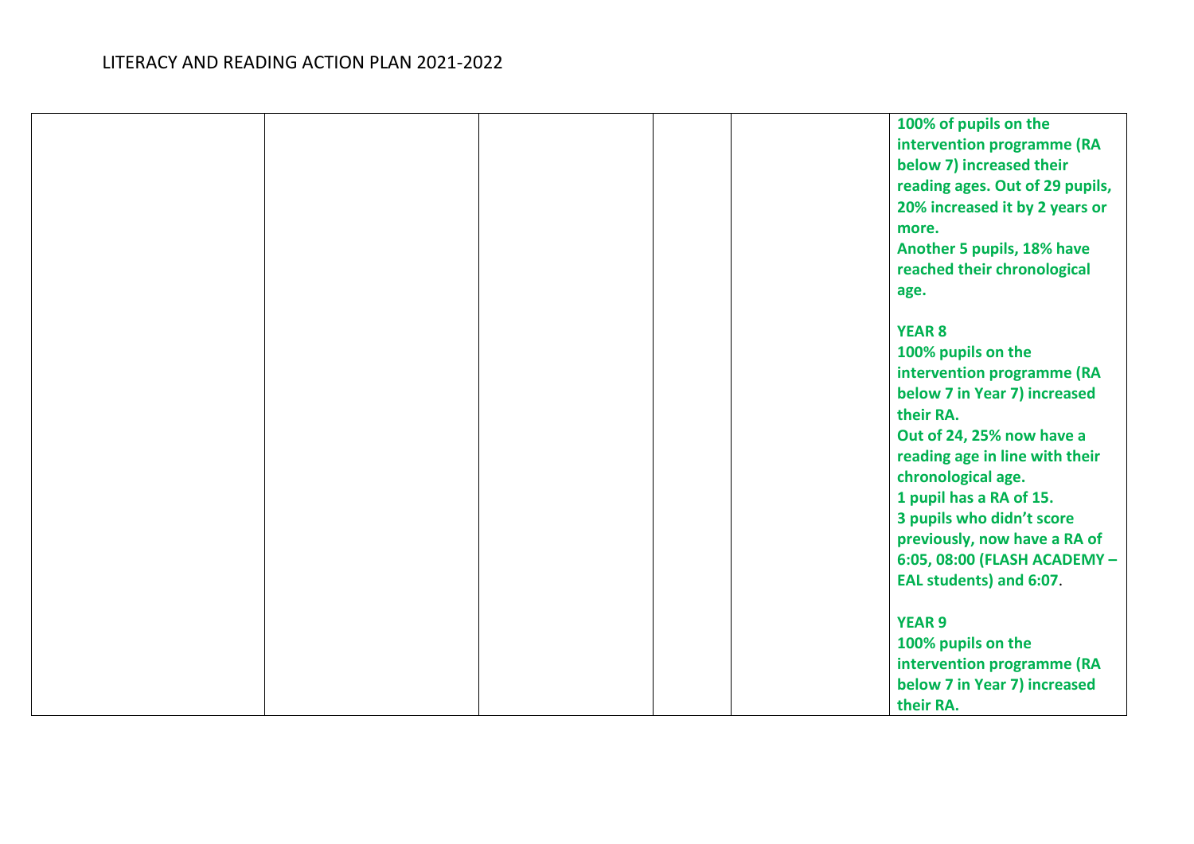# LITERACY AND READING ACTION PLAN 2021-2022

| | | | | | |
|---|---|---|---|---|---|
| | | | | | **100% of pupils on the intervention programme (RA below 7) increased their reading ages. Out of 29 pupils, 20% increased it by 2 years or more.**<br>**Another 5 pupils, 18% have reached their chronological age.**<br><br>**YEAR 8**<br>**100% pupils on the intervention programme (RA below 7 in Year 7) increased their RA.**<br>**Out of 24, 25% now have a reading age in line with their chronological age.**<br>**1 pupil has a RA of 15.**<br>**3 pupils who didn't score previously, now have a RA of 6:05, 08:00 (FLASH ACADEMY – EAL students) and 6:07.**<br><br>**YEAR 9**<br>**100% pupils on the intervention programme (RA below 7 in Year 7) increased their RA.** |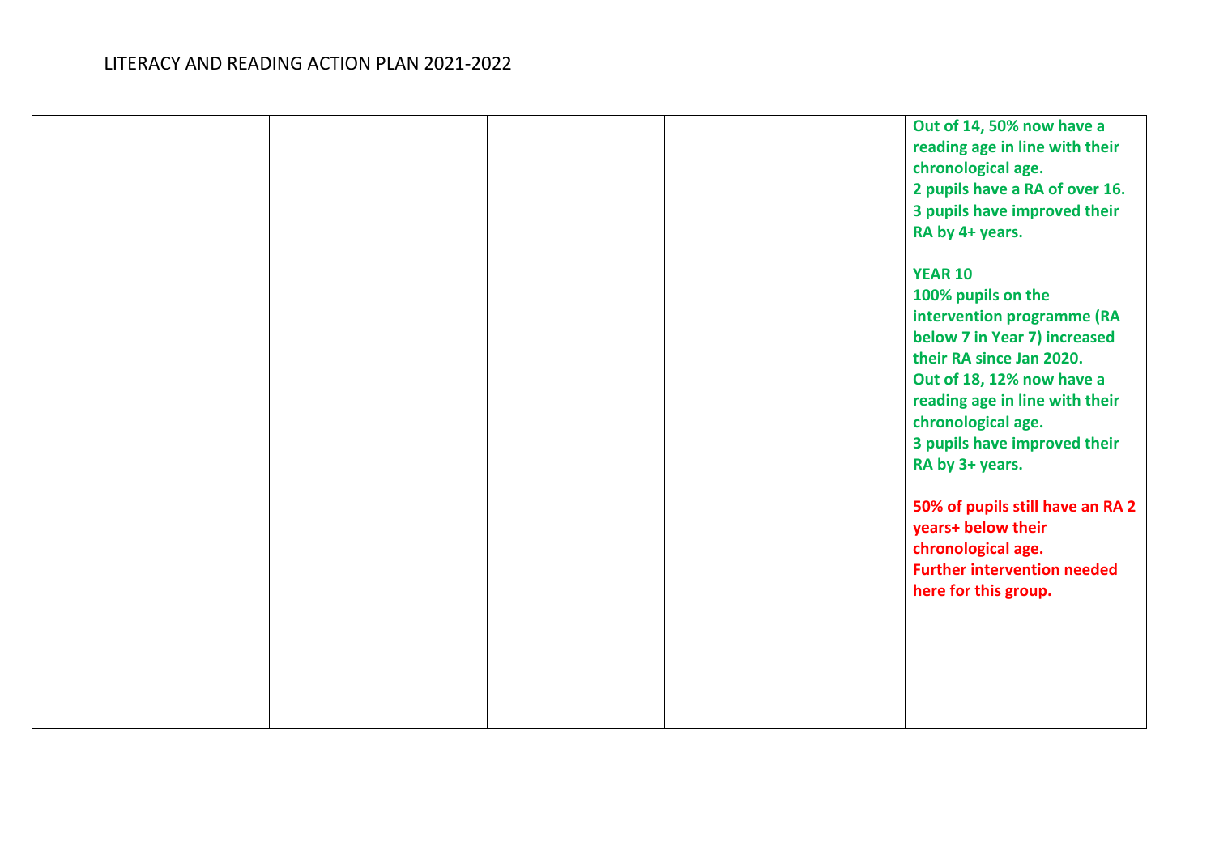LITERACY AND READING ACTION PLAN 2021-2022

| | | | | | |
|---|---|---|---|---|---|
| | | | | | **Out of 14, 50% now have a reading age in line with their chronological age.**<br>**2 pupils have a RA of over 16.**<br>**3 pupils have improved their RA by 4+ years.**<br><br>**YEAR 10**<br>**100% pupils on the intervention programme (RA below 7 in Year 7) increased their RA since Jan 2020.**<br>**Out of 18, 12% now have a reading age in line with their chronological age.**<br>**3 pupils have improved their RA by 3+ years.**<br><br>**50% of pupils still have an RA 2 years+ below their chronological age.**<br>**Further intervention needed here for this group.** |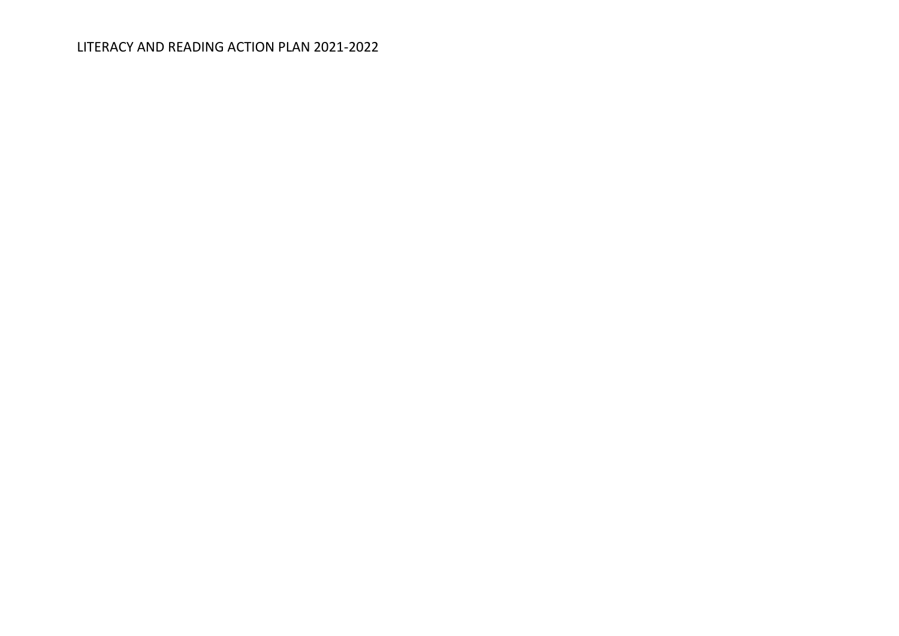LITERACY AND READING ACTION PLAN 2021-2022